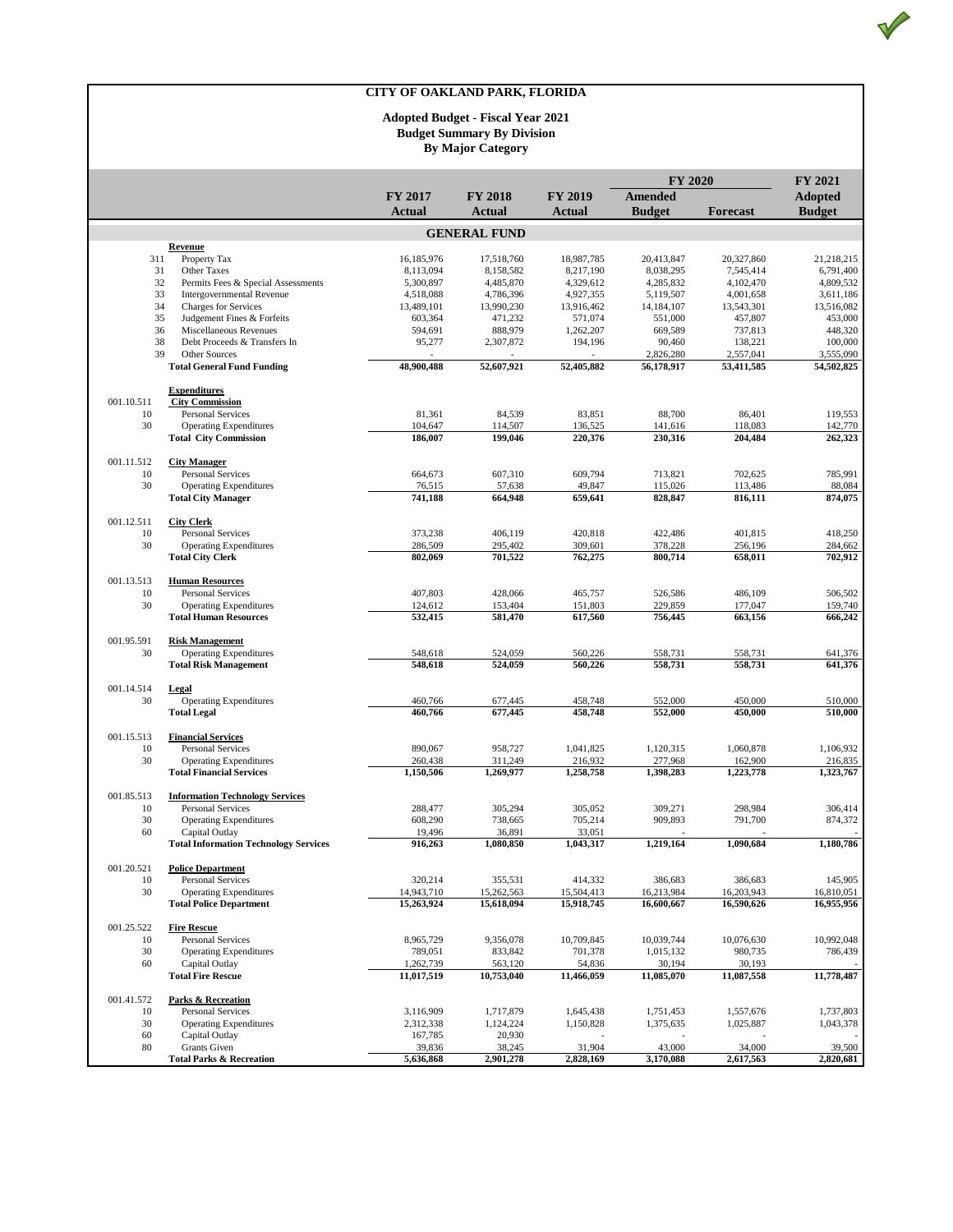# CITY OF OAKLAND PARK, FLORIDA

## Adopted Budget - Fiscal Year 2021
### Budget Summary By Division
### By Major Category

| | | FY 2017 Actual | FY 2018 Actual | FY 2019 Actual | FY 2020 Amended Budget | FY 2020 Forecast | FY 2021 Adopted Budget |
|---|---|---|---|---|---|---|---|
| | **GENERAL FUND** | | | | | | |
| | **Revenue** | | | | | | |
| 311 | Property Tax | 16,185,976 | 17,518,760 | 18,987,785 | 20,413,847 | 20,327,860 | 21,218,215 |
| 31 | Other Taxes | 8,113,094 | 8,158,582 | 8,217,190 | 8,038,295 | 7,545,414 | 6,791,400 |
| 32 | Permits Fees & Special Assessments | 5,300,897 | 4,485,870 | 4,329,612 | 4,285,832 | 4,102,470 | 4,809,532 |
| 33 | Intergovernmental Revenue | 4,518,088 | 4,786,396 | 4,927,355 | 5,119,507 | 4,001,658 | 3,611,186 |
| 34 | Charges for Services | 13,489,101 | 13,990,230 | 13,916,462 | 14,184,107 | 13,543,301 | 13,516,082 |
| 35 | Judgement Fines & Forfeits | 603,364 | 471,232 | 571,074 | 551,000 | 457,807 | 453,000 |
| 36 | Miscellaneous Revenues | 594,691 | 888,979 | 1,262,207 | 669,589 | 737,813 | 448,320 |
| 38 | Debt Proceeds & Transfers In | 95,277 | 2,307,872 | 194,196 | 90,460 | 138,221 | 100,000 |
| 39 | Other Sources | - | - | - | 2,826,280 | 2,557,041 | 3,555,090 |
| | **Total General Fund Funding** | **48,900,488** | **52,607,921** | **52,405,882** | **56,178,917** | **53,411,585** | **54,502,825** |
| | **Expenditures** | | | | | | |
| 001.10.511 | **City Commission** | | | | | | |
| 10 | Personal Services | 81,361 | 84,539 | 83,851 | 88,700 | 86,401 | 119,553 |
| 30 | Operating Expenditures | 104,647 | 114,507 | 136,525 | 141,616 | 118,083 | 142,770 |
| | **Total City Commission** | **186,007** | **199,046** | **220,376** | **230,316** | **204,484** | **262,323** |
| 001.11.512 | **City Manager** | | | | | | |
| 10 | Personal Services | 664,673 | 607,310 | 609,794 | 713,821 | 702,625 | 785,991 |
| 30 | Operating Expenditures | 76,515 | 57,638 | 49,847 | 115,026 | 113,486 | 88,084 |
| | **Total City Manager** | **741,188** | **664,948** | **659,641** | **828,847** | **816,111** | **874,075** |
| 001.12.511 | **City Clerk** | | | | | | |
| 10 | Personal Services | 373,238 | 406,119 | 420,818 | 422,486 | 401,815 | 418,250 |
| 30 | Operating Expenditures | 286,509 | 295,402 | 309,601 | 378,228 | 256,196 | 284,662 |
| | **Total City Clerk** | **802,069** | **701,522** | **762,275** | **800,714** | **658,011** | **702,912** |
| 001.13.513 | **Human Resources** | | | | | | |
| 10 | Personal Services | 407,803 | 428,066 | 465,757 | 526,586 | 486,109 | 506,502 |
| 30 | Operating Expenditures | 124,612 | 153,404 | 151,803 | 229,859 | 177,047 | 159,740 |
| | **Total Human Resources** | **532,415** | **581,470** | **617,560** | **756,445** | **663,156** | **666,242** |
| 001.95.591 | **Risk Management** | | | | | | |
| 30 | Operating Expenditures | 548,618 | 524,059 | 560,226 | 558,731 | 558,731 | 641,376 |
| | **Total Risk Management** | **548,618** | **524,059** | **560,226** | **558,731** | **558,731** | **641,376** |
| 001.14.514 | **Legal** | | | | | | |
| 30 | Operating Expenditures | 460,766 | 677,445 | 458,748 | 552,000 | 450,000 | 510,000 |
| | **Total Legal** | **460,766** | **677,445** | **458,748** | **552,000** | **450,000** | **510,000** |
| 001.15.513 | **Financial Services** | | | | | | |
| 10 | Personal Services | 890,067 | 958,727 | 1,041,825 | 1,120,315 | 1,060,878 | 1,106,932 |
| 30 | Operating Expenditures | 260,438 | 311,249 | 216,932 | 277,968 | 162,900 | 216,835 |
| | **Total Financial Services** | **1,150,506** | **1,269,977** | **1,258,758** | **1,398,283** | **1,223,778** | **1,323,767** |
| 001.85.513 | **Information Technology Services** | | | | | | |
| 10 | Personal Services | 288,477 | 305,294 | 305,052 | 309,271 | 298,984 | 306,414 |
| 30 | Operating Expenditures | 608,290 | 738,665 | 705,214 | 909,893 | 791,700 | 874,372 |
| 60 | Capital Outlay | 19,496 | 36,891 | 33,051 | - | - | - |
| | **Total Information Technology Services** | **916,263** | **1,080,850** | **1,043,317** | **1,219,164** | **1,090,684** | **1,180,786** |
| 001.20.521 | **Police Department** | | | | | | |
| 10 | Personal Services | 320,214 | 355,531 | 414,332 | 386,683 | 386,683 | 145,905 |
| 30 | Operating Expenditures | 14,943,710 | 15,262,563 | 15,504,413 | 16,213,984 | 16,203,943 | 16,810,051 |
| | **Total Police Department** | **15,263,924** | **15,618,094** | **15,918,745** | **16,600,667** | **16,590,626** | **16,955,956** |
| 001.25.522 | **Fire Rescue** | | | | | | |
| 10 | Personal Services | 8,965,729 | 9,356,078 | 10,709,845 | 10,039,744 | 10,076,630 | 10,992,048 |
| 30 | Operating Expenditures | 789,051 | 833,842 | 701,378 | 1,015,132 | 980,735 | 786,439 |
| 60 | Capital Outlay | 1,262,739 | 563,120 | 54,836 | 30,194 | 30,193 | - |
| | **Total Fire Rescue** | **11,017,519** | **10,753,040** | **11,466,059** | **11,085,070** | **11,087,558** | **11,778,487** |
| 001.41.572 | **Parks & Recreation** | | | | | | |
| 10 | Personal Services | 3,116,909 | 1,717,879 | 1,645,438 | 1,751,453 | 1,557,676 | 1,737,803 |
| 30 | Operating Expenditures | 2,312,338 | 1,124,224 | 1,150,828 | 1,375,635 | 1,025,887 | 1,043,378 |
| 60 | Capital Outlay | 167,785 | 20,930 | - | - | - | - |
| 80 | Grants Given | 39,836 | 38,245 | 31,904 | 43,000 | 34,000 | 39,500 |
| | **Total Parks & Recreation** | **5,636,868** | **2,901,278** | **2,828,169** | **3,170,088** | **2,617,563** | **2,820,681** |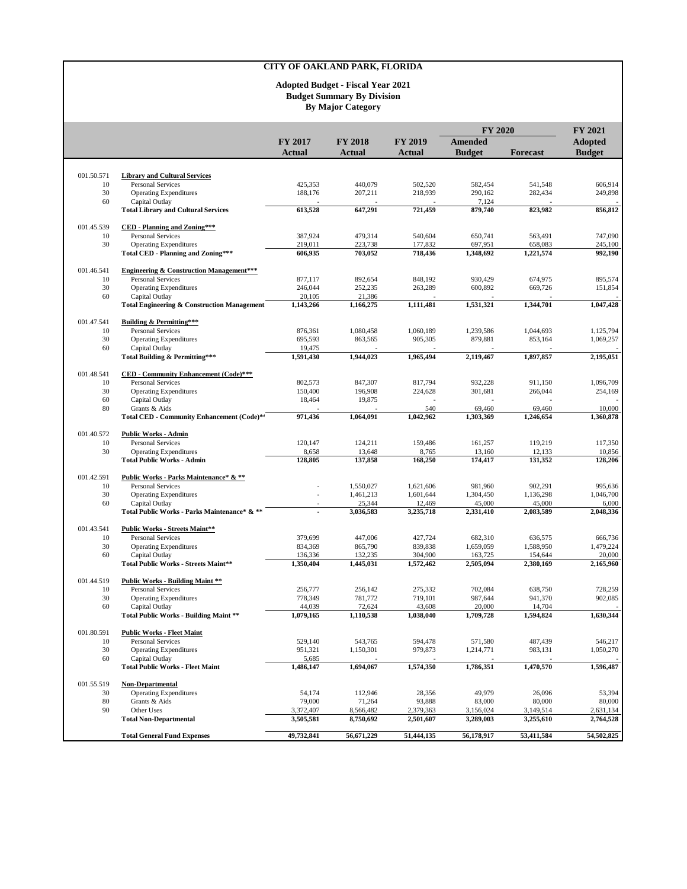# CITY OF OAKLAND PARK, FLORIDA

## Adopted Budget - Fiscal Year 2021
### Budget Summary By Division
### By Major Category

| | | FY 2017 Actual | FY 2018 Actual | FY 2019 Actual | FY 2020 Amended Budget | FY 2020 Forecast | FY 2021 Adopted Budget |
|---|---|---|---|---|---|---|---|
| 001.50.571 | **Library and Cultural Services** | | | | | | |
| 10 | Personal Services | 425,353 | 440,079 | 502,520 | 582,454 | 541,548 | 606,914 |
| 30 | Operating Expenditures | 188,176 | 207,211 | 218,939 | 290,162 | 282,434 | 249,898 |
| 60 | Capital Outlay | - | - | - | 7,124 | - | - |
| | **Total Library and Cultural Services** | **613,528** | **647,291** | **721,459** | **879,740** | **823,982** | **856,812** |
| 001.45.539 | **CED - Planning and Zoning*****| | | | | | |
| 10 | Personal Services | 387,924 | 479,314 | 540,604 | 650,741 | 563,491 | 747,090 |
| 30 | Operating Expenditures | 219,011 | 223,738 | 177,832 | 697,951 | 658,083 | 245,100 |
| | **Total CED - Planning and Zoning*****| **606,935** | **703,052** | **718,436** | **1,348,692** | **1,221,574** | **992,190** |
| 001.46.541 | **Engineering & Construction Management*****| | | | | | |
| 10 | Personal Services | 877,117 | 892,654 | 848,192 | 930,429 | 674,975 | 895,574 |
| 30 | Operating Expenditures | 246,044 | 252,235 | 263,289 | 600,892 | 669,726 | 151,854 |
| 60 | Capital Outlay | 20,105 | 21,386 | - | - | - | - |
| | **Total Engineering & Construction Management** | **1,143,266** | **1,166,275** | **1,111,481** | **1,531,321** | **1,344,701** | **1,047,428** |
| 001.47.541 | **Building & Permitting*****| | | | | | |
| 10 | Personal Services | 876,361 | 1,080,458 | 1,060,189 | 1,239,586 | 1,044,693 | 1,125,794 |
| 30 | Operating Expenditures | 695,593 | 863,565 | 905,305 | 879,881 | 853,164 | 1,069,257 |
| 60 | Capital Outlay | 19,475 | - | - | - | - | - |
| | **Total Building & Permitting*****| **1,591,430** | **1,944,023** | **1,965,494** | **2,119,467** | **1,897,857** | **2,195,051** |
| 001.48.541 | **CED - Community Enhancement (Code)*****| | | | | | |
| 10 | Personal Services | 802,573 | 847,307 | 817,794 | 932,228 | 911,150 | 1,096,709 |
| 30 | Operating Expenditures | 150,400 | 196,908 | 224,628 | 301,681 | 266,044 | 254,169 |
| 60 | Capital Outlay | 18,464 | 19,875 | - | - | - | - |
| 80 | Grants & Aids | - | - | 540 | 69,460 | 69,460 | 10,000 |
| | **Total CED - Community Enhancement (Code)*** | **971,436** | **1,064,091** | **1,042,962** | **1,303,369** | **1,246,654** | **1,360,878** |
| 001.40.572 | **Public Works - Admin** | | | | | | |
| 10 | Personal Services | 120,147 | 124,211 | 159,486 | 161,257 | 119,219 | 117,350 |
| 30 | Operating Expenditures | 8,658 | 13,648 | 8,765 | 13,160 | 12,133 | 10,856 |
| | **Total Public Works - Admin** | **128,805** | **137,858** | **168,250** | **174,417** | **131,352** | **128,206** |
| 001.42.591 | **Public Works - Parks Maintenance* & **** | | | | | | |
| 10 | Personal Services | - | 1,550,027 | 1,621,606 | 981,960 | 902,291 | 995,636 |
| 30 | Operating Expenditures | - | 1,461,213 | 1,601,644 | 1,304,450 | 1,136,298 | 1,046,700 |
| 60 | Capital Outlay | - | 25,344 | 12,469 | 45,000 | 45,000 | 6,000 |
| | **Total Public Works - Parks Maintenance* & **** | **-** | **3,036,583** | **3,235,718** | **2,331,410** | **2,083,589** | **2,048,336** |
| 001.43.541 | **Public Works - Streets Maint**** | | | | | | |
| 10 | Personal Services | 379,699 | 447,006 | 427,724 | 682,310 | 636,575 | 666,736 |
| 30 | Operating Expenditures | 834,369 | 865,790 | 839,838 | 1,659,059 | 1,588,950 | 1,479,224 |
| 60 | Capital Outlay | 136,336 | 132,235 | 304,900 | 163,725 | 154,644 | 20,000 |
| | **Total Public Works - Streets Maint**** | **1,350,404** | **1,445,031** | **1,572,462** | **2,505,094** | **2,380,169** | **2,165,960** |
| 001.44.519 | **Public Works - Building Maint **** | | | | | | |
| 10 | Personal Services | 256,777 | 256,142 | 275,332 | 702,084 | 638,750 | 728,259 |
| 30 | Operating Expenditures | 778,349 | 781,772 | 719,101 | 987,644 | 941,370 | 902,085 |
| 60 | Capital Outlay | 44,039 | 72,624 | 43,608 | 20,000 | 14,704 | - |
| | **Total Public Works - Building Maint **** | **1,079,165** | **1,110,538** | **1,038,040** | **1,709,728** | **1,594,824** | **1,630,344** |
| 001.80.591 | **Public Works - Fleet Maint** | | | | | | |
| 10 | Personal Services | 529,140 | 543,765 | 594,478 | 571,580 | 487,439 | 546,217 |
| 30 | Operating Expenditures | 951,321 | 1,150,301 | 979,873 | 1,214,771 | 983,131 | 1,050,270 |
| 60 | Capital Outlay | 5,685 | - | - | - | - | - |
| | **Total Public Works - Fleet Maint** | **1,486,147** | **1,694,067** | **1,574,350** | **1,786,351** | **1,470,570** | **1,596,487** |
| 001.55.519 | **Non-Departmental** | | | | | | |
| 30 | Operating Expenditures | 54,174 | 112,946 | 28,356 | 49,979 | 26,096 | 53,394 |
| 80 | Grants & Aids | 79,000 | 71,264 | 93,888 | 83,000 | 80,000 | 80,000 |
| 90 | Other Uses | 3,372,407 | 8,566,482 | 2,379,363 | 3,156,024 | 3,149,514 | 2,631,134 |
| | **Total Non-Departmental** | **3,505,581** | **8,750,692** | **2,501,607** | **3,289,003** | **3,255,610** | **2,764,528** |
| | **Total General Fund Expenses** | **49,732,841** | **56,671,229** | **51,444,135** | **56,178,917** | **53,411,584** | **54,502,825** |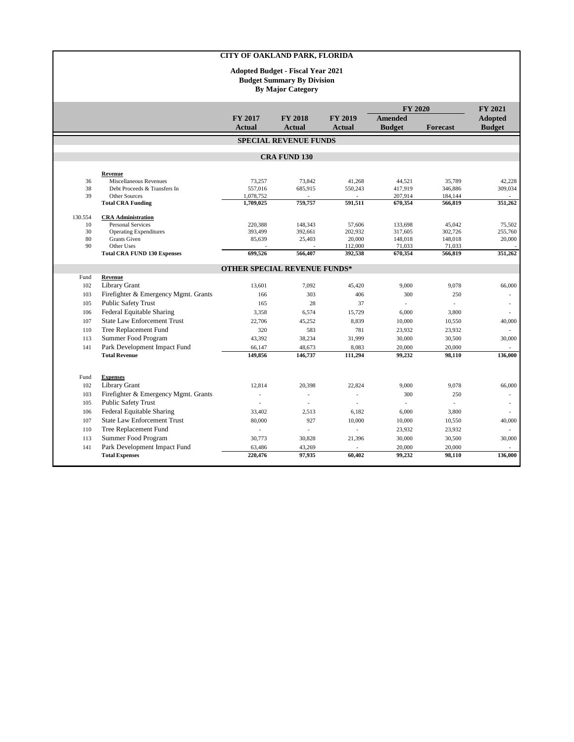# CITY OF OAKLAND PARK, FLORIDA

**Adopted Budget - Fiscal Year 2021**
**Budget Summary By Division**
**By Major Category**

| | | FY 2017 Actual | FY 2018 Actual | FY 2019 Actual | FY 2020 Amended Budget | FY 2020 Forecast | FY 2021 Adopted Budget |
|---|---|---|---|---|---|---|---|
| | **SPECIAL REVENUE FUNDS** | | | | | | |
| | **CRA FUND 130** | | | | | | |
| | **Revenue** | | | | | | |
| 36 | Miscellaneous Revenues | 73,257 | 73,842 | 41,268 | 44,521 | 35,789 | 42,228 |
| 38 | Debt Proceeds & Transfers In | 557,016 | 685,915 | 550,243 | 417,919 | 346,886 | 309,034 |
| 39 | Other Sources | 1,078,752 | - | - | 207,914 | 184,144 | - |
| | **Total CRA Funding** | **1,709,025** | **759,757** | **591,511** | **670,354** | **566,819** | **351,262** |
| 130.554 | **CRA Administration** | | | | | | |
| 10 | Personal Services | 220,388 | 148,343 | 57,606 | 133,698 | 45,042 | 75,502 |
| 30 | Operating Expenditures | 393,499 | 392,661 | 202,932 | 317,605 | 302,726 | 255,760 |
| 80 | Grants Given | 85,639 | 25,403 | 20,000 | 148,018 | 148,018 | 20,000 |
| 90 | Other Uses | - | - | 112,000 | 71,033 | 71,033 | - |
| | **Total CRA FUND 130 Expenses** | **699,526** | **566,407** | **392,538** | **670,354** | **566,819** | **351,262** |
| | **OTHER SPECIAL REVENUE FUNDS*** | | | | | | |
| Fund | **Revenue** | | | | | | |
| 102 | Library Grant | 13,601 | 7,092 | 45,420 | 9,000 | 9,078 | 66,000 |
| 103 | Firefighter & Emergency Mgmt. Grants | 166 | 303 | 406 | 300 | 250 | - |
| 105 | Public Safety Trust | 165 | 28 | 37 | - | - | - |
| 106 | Federal Equitable Sharing | 3,358 | 6,574 | 15,729 | 6,000 | 3,800 | - |
| 107 | State Law Enforcement Trust | 22,706 | 45,252 | 8,839 | 10,000 | 10,550 | 40,000 |
| 110 | Tree Replacement Fund | 320 | 583 | 781 | 23,932 | 23,932 | - |
| 113 | Summer Food Program | 43,392 | 38,234 | 31,999 | 30,000 | 30,500 | 30,000 |
| 141 | Park Development Impact Fund | 66,147 | 48,673 | 8,083 | 20,000 | 20,000 | - |
| | **Total Revenue** | **149,856** | **146,737** | **111,294** | **99,232** | **98,110** | **136,000** |
| Fund | **Expenses** | | | | | | |
| 102 | Library Grant | 12,814 | 20,398 | 22,824 | 9,000 | 9,078 | 66,000 |
| 103 | Firefighter & Emergency Mgmt. Grants | - | - | - | 300 | 250 | - |
| 105 | Public Safety Trust | - | - | - | - | - | - |
| 106 | Federal Equitable Sharing | 33,402 | 2,513 | 6,182 | 6,000 | 3,800 | - |
| 107 | State Law Enforcement Trust | 80,000 | 927 | 10,000 | 10,000 | 10,550 | 40,000 |
| 110 | Tree Replacement Fund | - | - | - | 23,932 | 23,932 | - |
| 113 | Summer Food Program | 30,773 | 30,828 | 21,396 | 30,000 | 30,500 | 30,000 |
| 141 | Park Development Impact Fund | 63,486 | 43,269 | - | 20,000 | 20,000 | - |
| | **Total Expenses** | **220,476** | **97,935** | **60,402** | **99,232** | **98,110** | **136,000** |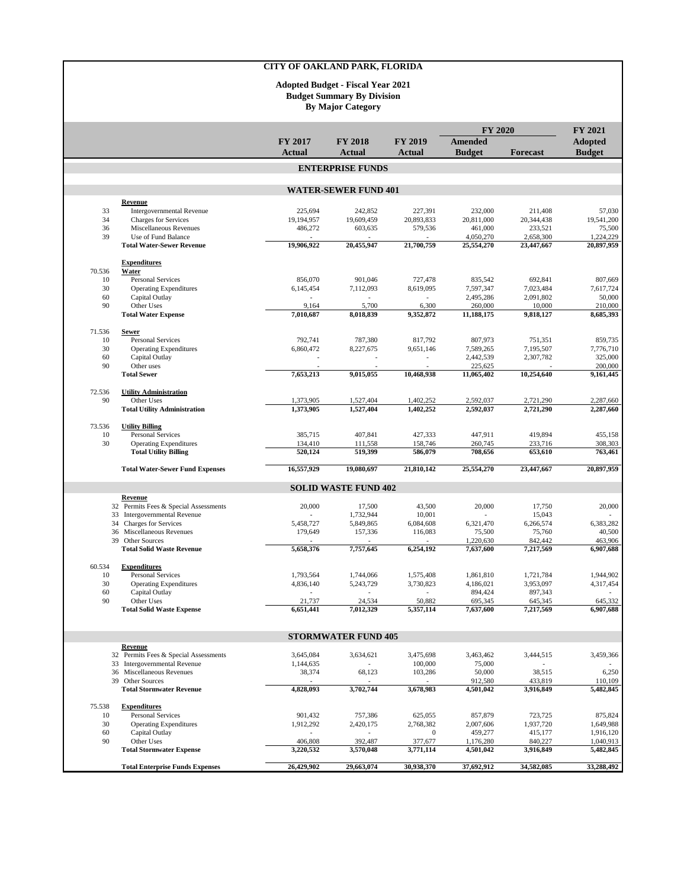# CITY OF OAKLAND PARK, FLORIDA

## Adopted Budget - Fiscal Year 2021
### Budget Summary By Division
### By Major Category

| | | FY 2017 Actual | FY 2018 Actual | FY 2019 Actual | FY 2020 Amended Budget | FY 2020 Forecast | FY 2021 Adopted Budget |
|---|---|---|---|---|---|---|---|
| | **ENTERPRISE FUNDS** | | | | | | |
| | **WATER-SEWER FUND 401** | | | | | | |
| | **Revenue** | | | | | | |
| 33 | Intergovernmental Revenue | 225,694 | 242,852 | 227,391 | 232,000 | 211,408 | 57,030 |
| 34 | Charges for Services | 19,194,957 | 19,609,459 | 20,893,833 | 20,811,000 | 20,344,438 | 19,541,200 |
| 36 | Miscellaneous Revenues | 486,272 | 603,635 | 579,536 | 461,000 | 233,521 | 75,500 |
| 39 | Use of Fund Balance | - | - | - | 4,050,270 | 2,658,300 | 1,224,229 |
| | **Total Water-Sewer Revenue** | **19,906,922** | **20,455,947** | **21,700,759** | **25,554,270** | **23,447,667** | **20,897,959** |
| | **Expenditures** | | | | | | |
| 70.536 | **Water** | | | | | | |
| 10 | Personal Services | 856,070 | 901,046 | 727,478 | 835,542 | 692,841 | 807,669 |
| 30 | Operating Expenditures | 6,145,454 | 7,112,093 | 8,619,095 | 7,597,347 | 7,023,484 | 7,617,724 |
| 60 | Capital Outlay | - | - | - | 2,495,286 | 2,091,802 | 50,000 |
| 90 | Other Uses | 9,164 | 5,700 | 6,300 | 260,000 | 10,000 | 210,000 |
| | **Total Water Expense** | **7,010,687** | **8,018,839** | **9,352,872** | **11,188,175** | **9,818,127** | **8,685,393** |
| 71.536 | **Sewer** | | | | | | |
| 10 | Personal Services | 792,741 | 787,380 | 817,792 | 807,973 | 751,351 | 859,735 |
| 30 | Operating Expenditures | 6,860,472 | 8,227,675 | 9,651,146 | 7,589,265 | 7,195,507 | 7,776,710 |
| 60 | Capital Outlay | - | - | - | 2,442,539 | 2,307,782 | 325,000 |
| 90 | Other uses | - | - | - | 225,625 | - | 200,000 |
| | **Total Sewer** | **7,653,213** | **9,015,055** | **10,468,938** | **11,065,402** | **10,254,640** | **9,161,445** |
| 72.536 | **Utility Administration** | | | | | | |
| 90 | Other Uses | 1,373,905 | 1,527,404 | 1,402,252 | 2,592,037 | 2,721,290 | 2,287,660 |
| | **Total Utility Administration** | **1,373,905** | **1,527,404** | **1,402,252** | **2,592,037** | **2,721,290** | **2,287,660** |
| 73.536 | **Utility Billing** | | | | | | |
| 10 | Personal Services | 385,715 | 407,841 | 427,333 | 447,911 | 419,894 | 455,158 |
| 30 | Operating Expenditures | 134,410 | 111,558 | 158,746 | 260,745 | 233,716 | 308,303 |
| | **Total Utility Billing** | **520,124** | **519,399** | **586,079** | **708,656** | **653,610** | **763,461** |
| | **Total Water-Sewer Fund Expenses** | **16,557,929** | **19,080,697** | **21,810,142** | **25,554,270** | **23,447,667** | **20,897,959** |
| | **SOLID WASTE FUND 402** | | | | | | |
| | **Revenue** | | | | | | |
| 32 | Permits Fees & Special Assessments | 20,000 | 17,500 | 43,500 | 20,000 | 17,750 | 20,000 |
| 33 | Intergovernmental Revenue | - | 1,732,944 | 10,001 | - | 15,043 | - |
| 34 | Charges for Services | 5,458,727 | 5,849,865 | 6,084,608 | 6,321,470 | 6,266,574 | 6,383,282 |
| 36 | Miscellaneous Revenues | 179,649 | 157,336 | 116,083 | 75,500 | 75,760 | 40,500 |
| 39 | Other Sources | - | - | - | 1,220,630 | 842,442 | 463,906 |
| | **Total Solid Waste Revenue** | **5,658,376** | **7,757,645** | **6,254,192** | **7,637,600** | **7,217,569** | **6,907,688** |
| 60.534 | **Expenditures** | | | | | | |
| 10 | Personal Services | 1,793,564 | 1,744,066 | 1,575,408 | 1,861,810 | 1,721,784 | 1,944,902 |
| 30 | Operating Expenditures | 4,836,140 | 5,243,729 | 3,730,823 | 4,186,021 | 3,953,097 | 4,317,454 |
| 60 | Capital Outlay | - | - | - | 894,424 | 897,343 | - |
| 90 | Other Uses | 21,737 | 24,534 | 50,882 | 695,345 | 645,345 | 645,332 |
| | **Total Solid Waste Expense** | **6,651,441** | **7,012,329** | **5,357,114** | **7,637,600** | **7,217,569** | **6,907,688** |
| | **STORMWATER FUND 405** | | | | | | |
| | **Revenue** | | | | | | |
| 32 | Permits Fees & Special Assessments | 3,645,084 | 3,634,621 | 3,475,698 | 3,463,462 | 3,444,515 | 3,459,366 |
| 33 | Intergovernmental Revenue | 1,144,635 | - | 100,000 | 75,000 | - | - |
| 36 | Miscellaneous Revenues | 38,374 | 68,123 | 103,286 | 50,000 | 38,515 | 6,250 |
| 39 | Other Sources | - | - | - | 912,580 | 433,819 | 110,109 |
| | **Total Stormwater Revenue** | **4,828,093** | **3,702,744** | **3,678,983** | **4,501,042** | **3,916,849** | **5,482,845** |
| 75.538 | **Expenditures** | | | | | | |
| 10 | Personal Services | 901,432 | 757,386 | 625,055 | 857,879 | 723,725 | 875,824 |
| 30 | Operating Expenditures | 1,912,292 | 2,420,175 | 2,768,382 | 2,007,606 | 1,937,720 | 1,649,988 |
| 60 | Capital Outlay | - | - | 0 | 459,277 | 415,177 | 1,916,120 |
| 90 | Other Uses | 406,808 | 392,487 | 377,677 | 1,176,280 | 840,227 | 1,040,913 |
| | **Total Stormwater Expense** | **3,220,532** | **3,570,048** | **3,771,114** | **4,501,042** | **3,916,849** | **5,482,845** |
| | **Total Enterprise Funds Expenses** | **26,429,902** | **29,663,074** | **30,938,370** | **37,692,912** | **34,582,085** | **33,288,492** |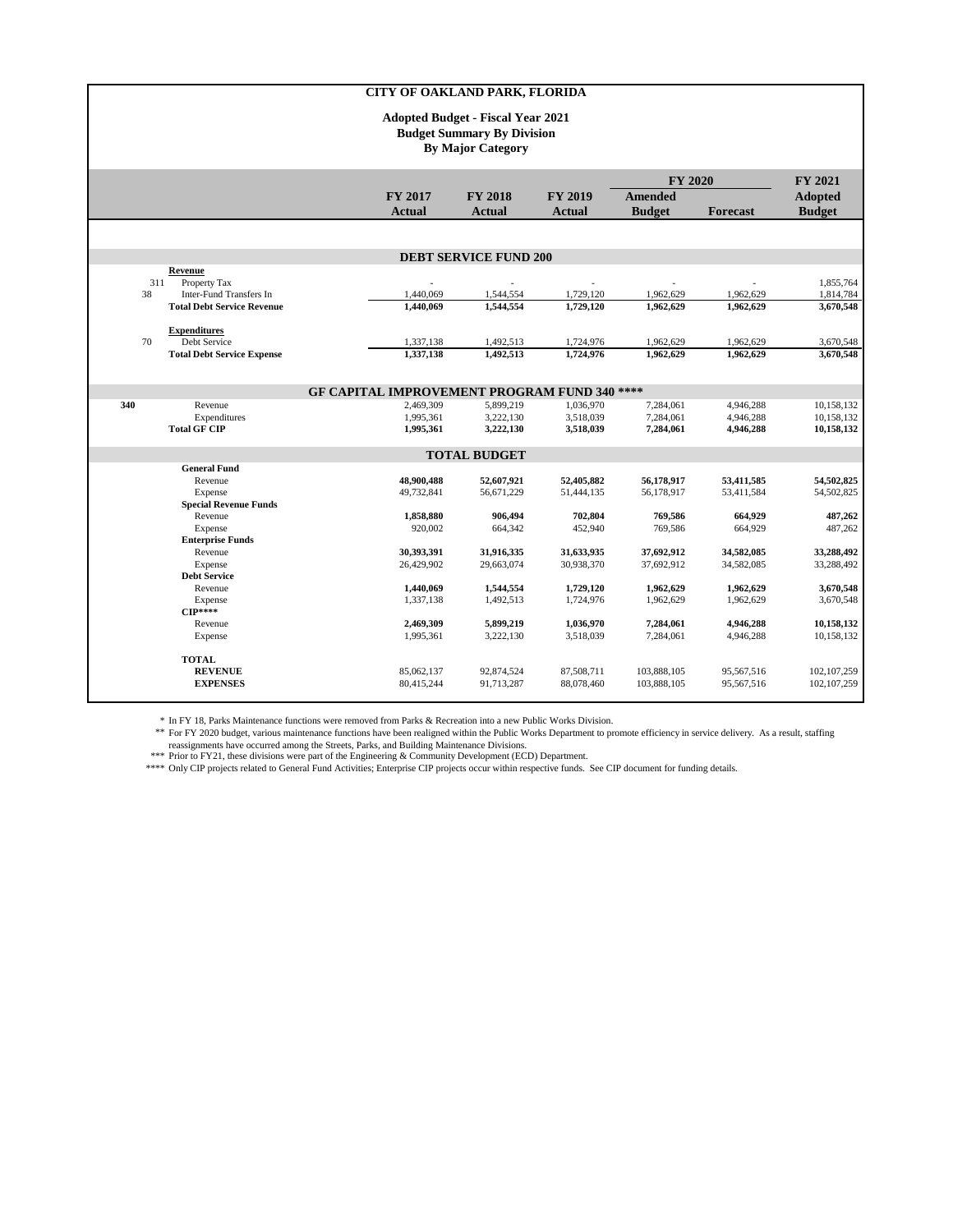# CITY OF OAKLAND PARK, FLORIDA

## Adopted Budget - Fiscal Year 2021
### Budget Summary By Division
### By Major Category

| | | FY 2017 Actual | FY 2018 Actual | FY 2019 Actual | FY 2020 Amended Budget | FY 2020 Forecast | FY 2021 Adopted Budget |
|---|---|---|---|---|---|---|---|
| | **DEBT SERVICE FUND 200** | | | | | | |
| | **Revenue** | | | | | | |
| 311 | Property Tax | - | - | - | - | - | 1,855,764 |
| 38 | Inter-Fund Transfers In | 1,440,069 | 1,544,554 | 1,729,120 | 1,962,629 | 1,962,629 | 1,814,784 |
| | **Total Debt Service Revenue** | **1,440,069** | **1,544,554** | **1,729,120** | **1,962,629** | **1,962,629** | **3,670,548** |
| | **Expenditures** | | | | | | |
| 70 | Debt Service | 1,337,138 | 1,492,513 | 1,724,976 | 1,962,629 | 1,962,629 | 3,670,548 |
| | **Total Debt Service Expense** | **1,337,138** | **1,492,513** | **1,724,976** | **1,962,629** | **1,962,629** | **3,670,548** |
| | **GF CAPITAL IMPROVEMENT PROGRAM FUND 340 \*\*\*\*** | | | | | | |
| **340** | Revenue | 2,469,309 | 5,899,219 | 1,036,970 | 7,284,061 | 4,946,288 | 10,158,132 |
| | Expenditures | 1,995,361 | 3,222,130 | 3,518,039 | 7,284,061 | 4,946,288 | 10,158,132 |
| | **Total GF CIP** | **1,995,361** | **3,222,130** | **3,518,039** | **7,284,061** | **4,946,288** | **10,158,132** |
| | **TOTAL BUDGET** | | | | | | |
| | **General Fund** | | | | | | |
| | Revenue | **48,900,488** | **52,607,921** | **52,405,882** | **56,178,917** | **53,411,585** | **54,502,825** |
| | Expense | 49,732,841 | 56,671,229 | 51,444,135 | 56,178,917 | 53,411,584 | 54,502,825 |
| | **Special Revenue Funds** | | | | | | |
| | Revenue | **1,858,880** | **906,494** | **702,804** | **769,586** | **664,929** | **487,262** |
| | Expense | 920,002 | 664,342 | 452,940 | 769,586 | 664,929 | 487,262 |
| | **Enterprise Funds** | | | | | | |
| | Revenue | **30,393,391** | **31,916,335** | **31,633,935** | **37,692,912** | **34,582,085** | **33,288,492** |
| | Expense | 26,429,902 | 29,663,074 | 30,938,370 | 37,692,912 | 34,582,085 | 33,288,492 |
| | **Debt Service** | | | | | | |
| | Revenue | **1,440,069** | **1,544,554** | **1,729,120** | **1,962,629** | **1,962,629** | **3,670,548** |
| | Expense | 1,337,138 | 1,492,513 | 1,724,976 | 1,962,629 | 1,962,629 | 3,670,548 |
| | **CIP\*\*\*\*** | | | | | | |
| | Revenue | **2,469,309** | **5,899,219** | **1,036,970** | **7,284,061** | **4,946,288** | **10,158,132** |
| | Expense | 1,995,361 | 3,222,130 | 3,518,039 | 7,284,061 | 4,946,288 | 10,158,132 |
| | **TOTAL** | | | | | | |
| | **REVENUE** | 85,062,137 | 92,874,524 | 87,508,711 | 103,888,105 | 95,567,516 | 102,107,259 |
| | **EXPENSES** | 80,415,244 | 91,713,287 | 88,078,460 | 103,888,105 | 95,567,516 | 102,107,259 |

\* In FY 18, Parks Maintenance functions were removed from Parks & Recreation into a new Public Works Division.

\*\* For FY 2020 budget, various maintenance functions have been realigned within the Public Works Department to promote efficiency in service delivery. As a result, staffing reassignments have occurred among the Streets, Parks, and Building Maintenance Divisions.

\*\*\* Prior to FY21, these divisions were part of the Engineering & Community Development (ECD) Department.

\*\*\*\* Only CIP projects related to General Fund Activities; Enterprise CIP projects occur within respective funds. See CIP document for funding details.